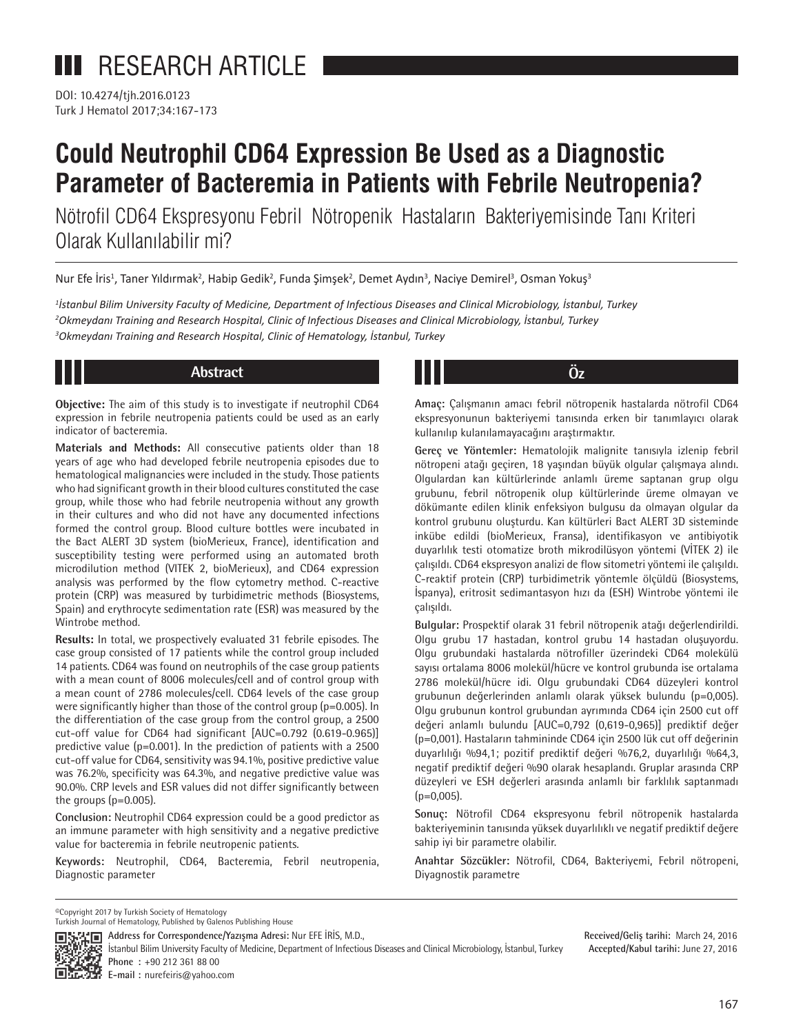# RESEARCH ARTICLE

DOI: 10.4274/tjh.2016.0123

# Could Neutrophil CD64 Expression Be Used as a Diagnostic Parameter of Bacteremia in Patients with Febrile Neutropenia?

Nötrofil CD64 Ekspresyonu Febril Nötropenik Hastaların Bakteriyemisinde Tanı Kriteri Olarak Kullanılabilir mi?

Nur Efe İris[1], Taner Yıldırmak[2], Habib Gedik[2], Funda Şimşek[2], Demet Aydın[3], Naciye Demirel[3], Osman Yokuş[3]

[1]*İstanbul Bilim University Faculty of Medicine, Department of Infectious Diseases and Clinical Microbiology, İstanbul, Turkey*
[2]*Okmeydanı Training and Research Hospital, Clinic of Infectious Diseases and Clinical Microbiology, İstanbul, Turkey*
[3]*Okmeydanı Training and Research Hospital, Clinic of Hematology, İstanbul, Turkey*

## Abstract

**Objective:** The aim of this study is to investigate if neutrophil CD64 expression in febrile neutropenia patients could be used as an early indicator of bacteremia.

**Materials and Methods:** All consecutive patients older than 18 years of age who had developed febrile neutropenia episodes due to hematological malignancies were included in the study. Those patients who had significant growth in their blood cultures constituted the case group, while those who had febrile neutropenia without any growth in their cultures and who did not have any documented infections formed the control group. Blood culture bottles were incubated in the Bact ALERT 3D system (bioMerieux, France), identification and susceptibility testing were performed using an automated broth microdilution method (VITEK 2, bioMerieux), and CD64 expression analysis was performed by the flow cytometry method. C-reactive protein (CRP) was measured by turbidimetric methods (Biosystems, Spain) and erythrocyte sedimentation rate (ESR) was measured by the Wintrobe method.

**Results:** In total, we prospectively evaluated 31 febrile episodes. The case group consisted of 17 patients while the control group included 14 patients. CD64 was found on neutrophils of the case group patients with a mean count of 8006 molecules/cell and of control group with a mean count of 2786 molecules/cell. CD64 levels of the case group were significantly higher than those of the control group (p=0.005). In the differentiation of the case group from the control group, a 2500 cut-off value for CD64 had significant [AUC=0.792 (0.619-0.965)] predictive value (p=0.001). In the prediction of patients with a 2500 cut-off value for CD64, sensitivity was 94.1%, positive predictive value was 76.2%, specificity was 64.3%, and negative predictive value was 90.0%. CRP levels and ESR values did not differ significantly between the groups (p=0.005).

**Conclusion:** Neutrophil CD64 expression could be a good predictor as an immune parameter with high sensitivity and a negative predictive value for bacteremia in febrile neutropenic patients.

**Keywords:** Neutrophil, CD64, Bacteremia, Febril neutropenia, Diagnostic parameter

## Öz

**Amaç:** Çalışmanın amacı febril nötropenik hastalarda nötrofil CD64 ekspresyonunun bakteriyemi tanısında erken bir tanımlayıcı olarak kullanılıp kulanılamayacağını araştırmaktır.

**Gereç ve Yöntemler:** Hematolojik malignite tanısıyla izlenip febril nötropeni atağı geçiren, 18 yaşından büyük olgular çalışmaya alındı. Olgulardan kan kültürlerinde anlamlı üreme saptanan grup olgu grubunu, febril nötropenik olup kültürlerinde üreme olmayan ve dökümante edilen klinik enfeksiyon bulgusu da olmayan olgular da kontrol grubunu oluşturdu. Kan kültürleri Bact ALERT 3D sisteminde inkübe edildi (bioMerieux, Fransa), identifikasyon ve antibiyotik duyarlılık testi otomatize broth mikrodilüsyon yöntemi (VİTEK 2) ile çalışıldı. CD64 ekspresyon analizi de flow sitometri yöntemi ile çalışıldı. C-reaktif protein (CRP) turbidimetrik yöntemle ölçüldü (Biosystems, İspanya), eritrosit sedimantasyon hızı da (ESH) Wintrobe yöntemi ile çalışıldı.

**Bulgular:** Prospektif olarak 31 febril nötropenik atağı değerlendirildi. Olgu grubu 17 hastadan, kontrol grubu 14 hastadan oluşuyordu. Olgu grubundaki hastalarda nötrofiller üzerindeki CD64 molekülü sayısı ortalama 8006 molekül/hücre ve kontrol grubunda ise ortalama 2786 molekül/hücre idi. Olgu grubundaki CD64 düzeyleri kontrol grubunun değerlerinden anlamlı olarak yüksek bulundu (p=0,005). Olgu grubunun kontrol grubundan ayrımında CD64 için 2500 cut off değeri anlamlı bulundu [AUC=0,792 (0,619-0,965)] prediktif değer (p=0,001). Hastaların tahmininde CD64 için 2500 lük cut off değerinin duyarlılığı %94,1; pozitif prediktif değeri %76,2, duyarlılığı %64,3, negatif prediktif değeri %90 olarak hesaplandı. Gruplar arasında CRP düzeyleri ve ESH değerleri arasında anlamlı bir farklılık saptanmadı (p=0,005).

**Sonuç:** Nötrofil CD64 ekspresyonu febril nötropenik hastalarda bakteriyeminin tanısında yüksek duyarlılıklı ve negatif prediktif değere sahip iyi bir parametre olabilir.

**Anahtar Sözcükler:** Nötrofil, CD64, Bakteriyemi, Febril nötropeni, Diyagnostik parametre

©Copyright 2017 by Turkish Society of Hematology
Turkish Journal of Hematology, Published by Galenos Publishing House

**Address for Correspondence/Yazışma Adresi:** Nur EFE İRİS, M.D.,
İstanbul Bilim University Faculty of Medicine, Department of Infectious Diseases and Clinical Microbiology, İstanbul, Turkey
**Phone :** +90 212 361 88 00
**E-mail :** nurefeiris@yahoo.com

**Received/Geliş tarihi:** March 24, 2016
**Accepted/Kabul tarihi:** June 27, 2016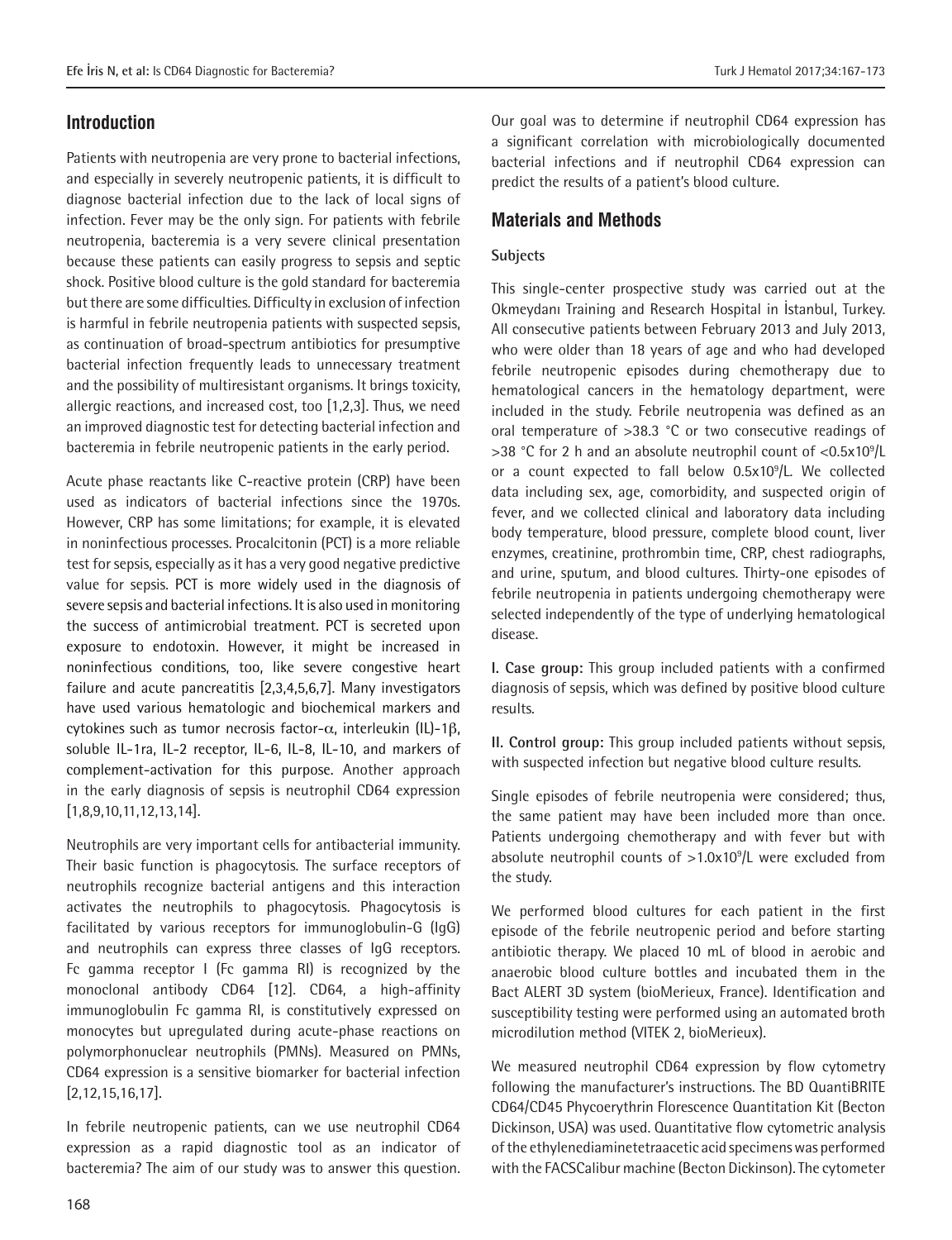## Introduction

Patients with neutropenia are very prone to bacterial infections, and especially in severely neutropenic patients, it is difficult to diagnose bacterial infection due to the lack of local signs of infection. Fever may be the only sign. For patients with febrile neutropenia, bacteremia is a very severe clinical presentation because these patients can easily progress to sepsis and septic shock. Positive blood culture is the gold standard for bacteremia but there are some difficulties. Difficulty in exclusion of infection is harmful in febrile neutropenia patients with suspected sepsis, as continuation of broad-spectrum antibiotics for presumptive bacterial infection frequently leads to unnecessary treatment and the possibility of multiresistant organisms. It brings toxicity, allergic reactions, and increased cost, too [1,2,3]. Thus, we need an improved diagnostic test for detecting bacterial infection and bacteremia in febrile neutropenic patients in the early period.

Acute phase reactants like C-reactive protein (CRP) have been used as indicators of bacterial infections since the 1970s. However, CRP has some limitations; for example, it is elevated in noninfectious processes. Procalcitonin (PCT) is a more reliable test for sepsis, especially as it has a very good negative predictive value for sepsis. PCT is more widely used in the diagnosis of severe sepsis and bacterial infections. It is also used in monitoring the success of antimicrobial treatment. PCT is secreted upon exposure to endotoxin. However, it might be increased in noninfectious conditions, too, like severe congestive heart failure and acute pancreatitis [2,3,4,5,6,7]. Many investigators have used various hematologic and biochemical markers and cytokines such as tumor necrosis factor-$\alpha$, interleukin (IL)-1$\beta$, soluble IL-1ra, IL-2 receptor, IL-6, IL-8, IL-10, and markers of complement-activation for this purpose. Another approach in the early diagnosis of sepsis is neutrophil CD64 expression [1,8,9,10,11,12,13,14].

Neutrophils are very important cells for antibacterial immunity. Their basic function is phagocytosis. The surface receptors of neutrophils recognize bacterial antigens and this interaction activates the neutrophils to phagocytosis. Phagocytosis is facilitated by various receptors for immunoglobulin-G (IgG) and neutrophils can express three classes of IgG receptors. Fc gamma receptor I (Fc gamma RI) is recognized by the monoclonal antibody CD64 [12]. CD64, a high-affinity immunoglobulin Fc gamma RI, is constitutively expressed on monocytes but upregulated during acute-phase reactions on polymorphonuclear neutrophils (PMNs). Measured on PMNs, CD64 expression is a sensitive biomarker for bacterial infection [2,12,15,16,17].

In febrile neutropenic patients, can we use neutrophil CD64 expression as a rapid diagnostic tool as an indicator of bacteremia? The aim of our study was to answer this question. Our goal was to determine if neutrophil CD64 expression has a significant correlation with microbiologically documented bacterial infections and if neutrophil CD64 expression can predict the results of a patient's blood culture.

## Materials and Methods

### Subjects

This single-center prospective study was carried out at the Okmeydanı Training and Research Hospital in İstanbul, Turkey. All consecutive patients between February 2013 and July 2013, who were older than 18 years of age and who had developed febrile neutropenic episodes during chemotherapy due to hematological cancers in the hematology department, were included in the study. Febrile neutropenia was defined as an oral temperature of >38.3 °C or two consecutive readings of >38 °C for 2 h and an absolute neutrophil count of <0.5x10$^9$/L or a count expected to fall below 0.5x10$^9$/L. We collected data including sex, age, comorbidity, and suspected origin of fever, and we collected clinical and laboratory data including body temperature, blood pressure, complete blood count, liver enzymes, creatinine, prothrombin time, CRP, chest radiographs, and urine, sputum, and blood cultures. Thirty-one episodes of febrile neutropenia in patients undergoing chemotherapy were selected independently of the type of underlying hematological disease.

**I. Case group:** This group included patients with a confirmed diagnosis of sepsis, which was defined by positive blood culture results.

**II. Control group:** This group included patients without sepsis, with suspected infection but negative blood culture results.

Single episodes of febrile neutropenia were considered; thus, the same patient may have been included more than once. Patients undergoing chemotherapy and with fever but with absolute neutrophil counts of >1.0x10$^9$/L were excluded from the study.

We performed blood cultures for each patient in the first episode of the febrile neutropenic period and before starting antibiotic therapy. We placed 10 mL of blood in aerobic and anaerobic blood culture bottles and incubated them in the Bact ALERT 3D system (bioMerieux, France). Identification and susceptibility testing were performed using an automated broth microdilution method (VITEK 2, bioMerieux).

We measured neutrophil CD64 expression by flow cytometry following the manufacturer's instructions. The BD QuantiBRITE CD64/CD45 Phycoerythrin Florescence Quantitation Kit (Becton Dickinson, USA) was used. Quantitative flow cytometric analysis of the ethylenediaminetetraacetic acid specimens was performed with the FACSCalibur machine (Becton Dickinson). The cytometer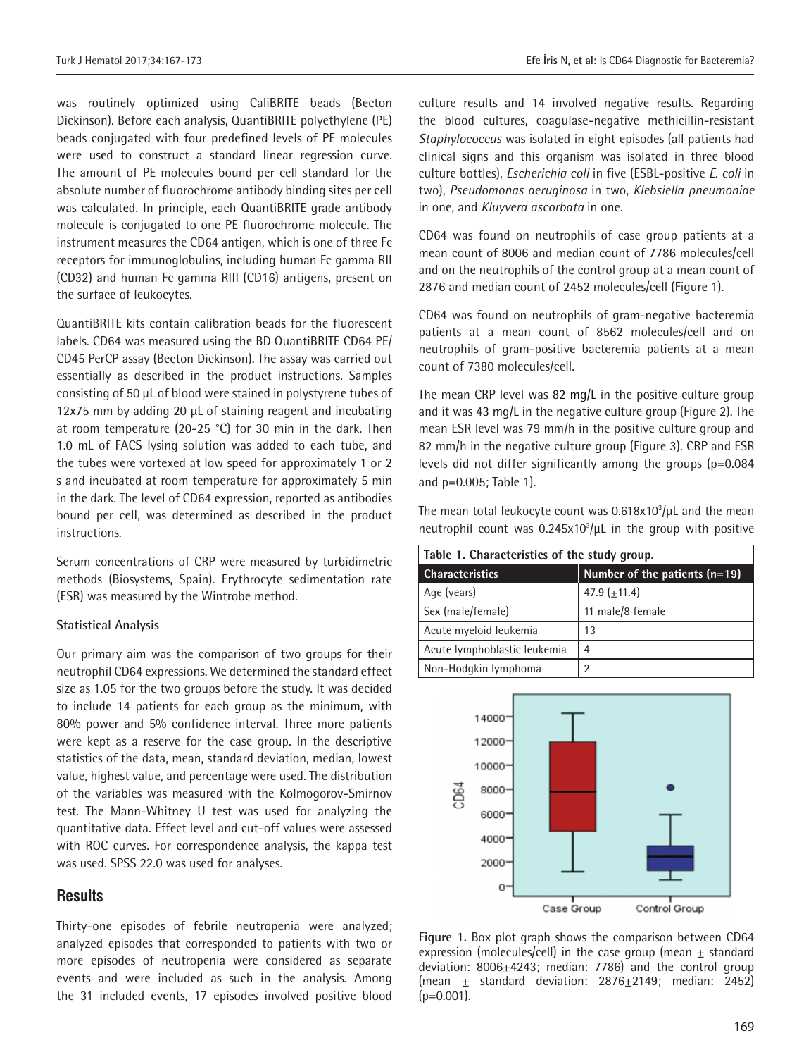was routinely optimized using CaliBRITE beads (Becton Dickinson). Before each analysis, QuantiBRITE polyethylene (PE) beads conjugated with four predefined levels of PE molecules were used to construct a standard linear regression curve. The amount of PE molecules bound per cell standard for the absolute number of fluorochrome antibody binding sites per cell was calculated. In principle, each QuantiBRITE grade antibody molecule is conjugated to one PE fluorochrome molecule. The instrument measures the CD64 antigen, which is one of three Fc receptors for immunoglobulins, including human Fc gamma RII (CD32) and human Fc gamma RIII (CD16) antigens, present on the surface of leukocytes.

QuantiBRITE kits contain calibration beads for the fluorescent labels. CD64 was measured using the BD QuantiBRITE CD64 PE/CD45 PerCP assay (Becton Dickinson). The assay was carried out essentially as described in the product instructions. Samples consisting of 50 µL of blood were stained in polystyrene tubes of 12x75 mm by adding 20 µL of staining reagent and incubating at room temperature (20-25 °C) for 30 min in the dark. Then 1.0 mL of FACS lysing solution was added to each tube, and the tubes were vortexed at low speed for approximately 1 or 2 s and incubated at room temperature for approximately 5 min in the dark. The level of CD64 expression, reported as antibodies bound per cell, was determined as described in the product instructions.

Serum concentrations of CRP were measured by turbidimetric methods (Biosystems, Spain). Erythrocyte sedimentation rate (ESR) was measured by the Wintrobe method.

### Statistical Analysis

Our primary aim was the comparison of two groups for their neutrophil CD64 expressions. We determined the standard effect size as 1.05 for the two groups before the study. It was decided to include 14 patients for each group as the minimum, with 80% power and 5% confidence interval. Three more patients were kept as a reserve for the case group. In the descriptive statistics of the data, mean, standard deviation, median, lowest value, highest value, and percentage were used. The distribution of the variables was measured with the Kolmogorov-Smirnov test. The Mann-Whitney U test was used for analyzing the quantitative data. Effect level and cut-off values were assessed with ROC curves. For correspondence analysis, the kappa test was used. SPSS 22.0 was used for analyses.

## Results

Thirty-one episodes of febrile neutropenia were analyzed; analyzed episodes that corresponded to patients with two or more episodes of neutropenia were considered as separate events and were included as such in the analysis. Among the 31 included events, 17 episodes involved positive blood culture results and 14 involved negative results. Regarding the blood cultures, coagulase-negative methicillin-resistant *Staphylococcus* was isolated in eight episodes (all patients had clinical signs and this organism was isolated in three blood culture bottles), *Escherichia coli* in five (ESBL-positive *E. coli* in two), *Pseudomonas aeruginosa* in two, *Klebsiella pneumoniae* in one, and *Kluyvera ascorbata* in one.

CD64 was found on neutrophils of case group patients at a mean count of 8006 and median count of 7786 molecules/cell and on the neutrophils of the control group at a mean count of 2876 and median count of 2452 molecules/cell (Figure 1).

CD64 was found on neutrophils of gram-negative bacteremia patients at a mean count of 8562 molecules/cell and on neutrophils of gram-positive bacteremia patients at a mean count of 7380 molecules/cell.

The mean CRP level was 82 mg/L in the positive culture group and it was 43 mg/L in the negative culture group (Figure 2). The mean ESR level was 79 mm/h in the positive culture group and 82 mm/h in the negative culture group (Figure 3). CRP and ESR levels did not differ significantly among the groups (p=0.084 and p=0.005; Table 1).

The mean total leukocyte count was $0.618\times10^3/\mu L$ and the mean neutrophil count was $0.245\times10^3/\mu L$ in the group with positive

**Table 1. Characteristics of the study group.**

| Characteristics | Number of the patients (n=19) |
|---|---|
| Age (years) | 47.9 (±11.4) |
| Sex (male/female) | 11 male/8 female |
| Acute myeloid leukemia | 13 |
| Acute lymphoblastic leukemia | 4 |
| Non-Hodgkin lymphoma | 2 |

**Figure 1.** Box plot graph shows the comparison between CD64 expression (molecules/cell) in the case group (mean ± standard deviation: 8006±4243; median: 7786) and the control group (mean ± standard deviation: 2876±2149; median: 2452) (p=0.001).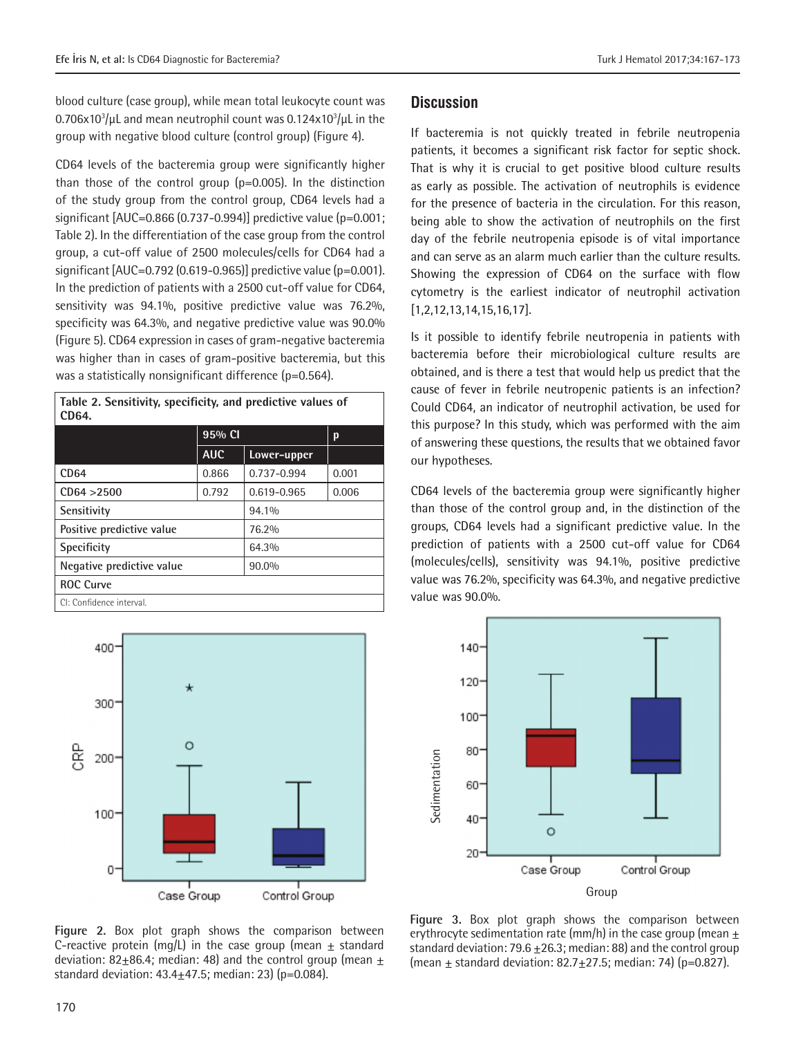blood culture (case group), while mean total leukocyte count was $0.706x10^3/\mu L$ and mean neutrophil count was $0.124x10^3/\mu L$ in the group with negative blood culture (control group) (Figure 4).

CD64 levels of the bacteremia group were significantly higher than those of the control group (p=0.005). In the distinction of the study group from the control group, CD64 levels had a significant [AUC=0.866 (0.737-0.994)] predictive value (p=0.001; Table 2). In the differentiation of the case group from the control group, a cut-off value of 2500 molecules/cells for CD64 had a significant [AUC=0.792 (0.619-0.965)] predictive value (p=0.001). In the prediction of patients with a 2500 cut-off value for CD64, sensitivity was 94.1%, positive predictive value was 76.2%, specificity was 64.3%, and negative predictive value was 90.0% (Figure 5). CD64 expression in cases of gram-negative bacteremia was higher than in cases of gram-positive bacteremia, but this was a statistically nonsignificant difference (p=0.564).

**Table 2. Sensitivity, specificity, and predictive values of CD64.**

| | 95% CI | | p |
|---|---|---|---|
| | AUC | Lower-upper | |
| CD64 | 0.866 | 0.737-0.994 | 0.001 |
| CD64 >2500 | 0.792 | 0.619-0.965 | 0.006 |
| Sensitivity | | 94.1% | |
| Positive predictive value | | 76.2% | |
| Specificity | | 64.3% | |
| Negative predictive value | | 90.0% | |
| ROC Curve | | | |

CI: Confidence interval.

Figure 2. Box plot graph shows the comparison between C-reactive protein (mg/L) in the case group (mean ± standard deviation: 82±86.4; median: 48) and the control group (mean ± standard deviation: 43.4±47.5; median: 23) (p=0.084).

## Discussion

If bacteremia is not quickly treated in febrile neutropenia patients, it becomes a significant risk factor for septic shock. That is why it is crucial to get positive blood culture results as early as possible. The activation of neutrophils is evidence for the presence of bacteria in the circulation. For this reason, being able to show the activation of neutrophils on the first day of the febrile neutropenia episode is of vital importance and can serve as an alarm much earlier than the culture results. Showing the expression of CD64 on the surface with flow cytometry is the earliest indicator of neutrophil activation [1,2,12,13,14,15,16,17].

Is it possible to identify febrile neutropenia in patients with bacteremia before their microbiological culture results are obtained, and is there a test that would help us predict that the cause of fever in febrile neutropenic patients is an infection? Could CD64, an indicator of neutrophil activation, be used for this purpose? In this study, which was performed with the aim of answering these questions, the results that we obtained favor our hypotheses.

CD64 levels of the bacteremia group were significantly higher than those of the control group and, in the distinction of the groups, CD64 levels had a significant predictive value. In the prediction of patients with a 2500 cut-off value for CD64 (molecules/cells), sensitivity was 94.1%, positive predictive value was 76.2%, specificity was 64.3%, and negative predictive value was 90.0%.

Figure 3. Box plot graph shows the comparison between erythrocyte sedimentation rate (mm/h) in the case group (mean ± standard deviation: 79.6 ±26.3; median: 88) and the control group (mean ± standard deviation: 82.7±27.5; median: 74) (p=0.827).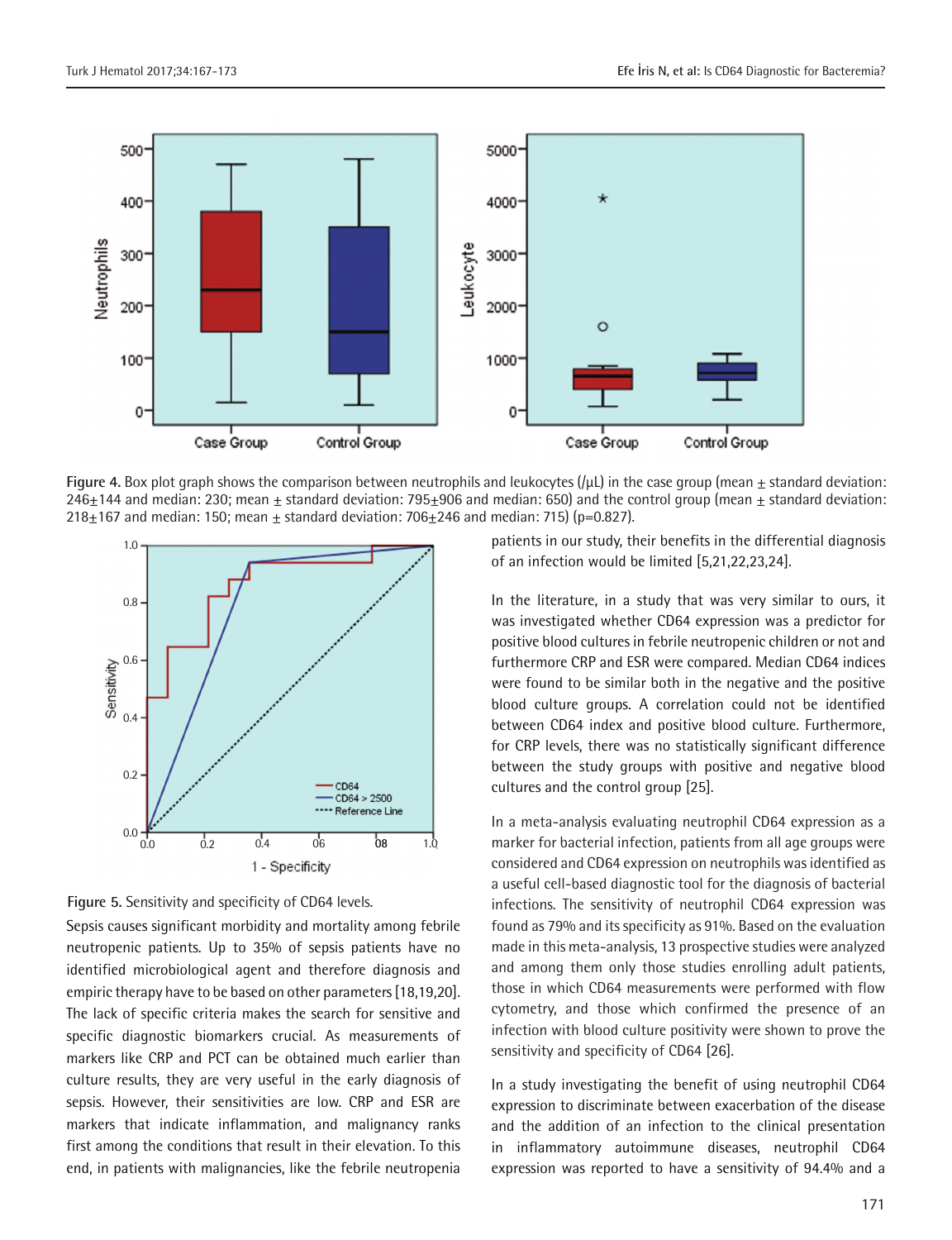Figure 4. Box plot graph shows the comparison between neutrophils and leukocytes (/µL) in the case group (mean ± standard deviation: 246±144 and median: 230; mean ± standard deviation: 795±906 and median: 650) and the control group (mean ± standard deviation: 218±167 and median: 150; mean ± standard deviation: 706±246 and median: 715) (p=0.827).

Figure 5. Sensitivity and specificity of CD64 levels.

Sepsis causes significant morbidity and mortality among febrile neutropenic patients. Up to 35% of sepsis patients have no identified microbiological agent and therefore diagnosis and empiric therapy have to be based on other parameters [18,19,20]. The lack of specific criteria makes the search for sensitive and specific diagnostic biomarkers crucial. As measurements of markers like CRP and PCT can be obtained much earlier than culture results, they are very useful in the early diagnosis of sepsis. However, their sensitivities are low. CRP and ESR are markers that indicate inflammation, and malignancy ranks first among the conditions that result in their elevation. To this end, in patients with malignancies, like the febrile neutropenia patients in our study, their benefits in the differential diagnosis of an infection would be limited [5,21,22,23,24].

In the literature, in a study that was very similar to ours, it was investigated whether CD64 expression was a predictor for positive blood cultures in febrile neutropenic children or not and furthermore CRP and ESR were compared. Median CD64 indices were found to be similar both in the negative and the positive blood culture groups. A correlation could not be identified between CD64 index and positive blood culture. Furthermore, for CRP levels, there was no statistically significant difference between the study groups with positive and negative blood cultures and the control group [25].

In a meta-analysis evaluating neutrophil CD64 expression as a marker for bacterial infection, patients from all age groups were considered and CD64 expression on neutrophils was identified as a useful cell-based diagnostic tool for the diagnosis of bacterial infections. The sensitivity of neutrophil CD64 expression was found as 79% and its specificity as 91%. Based on the evaluation made in this meta-analysis, 13 prospective studies were analyzed and among them only those studies enrolling adult patients, those in which CD64 measurements were performed with flow cytometry, and those which confirmed the presence of an infection with blood culture positivity were shown to prove the sensitivity and specificity of CD64 [26].

In a study investigating the benefit of using neutrophil CD64 expression to discriminate between exacerbation of the disease and the addition of an infection to the clinical presentation in inflammatory autoimmune diseases, neutrophil CD64 expression was reported to have a sensitivity of 94.4% and a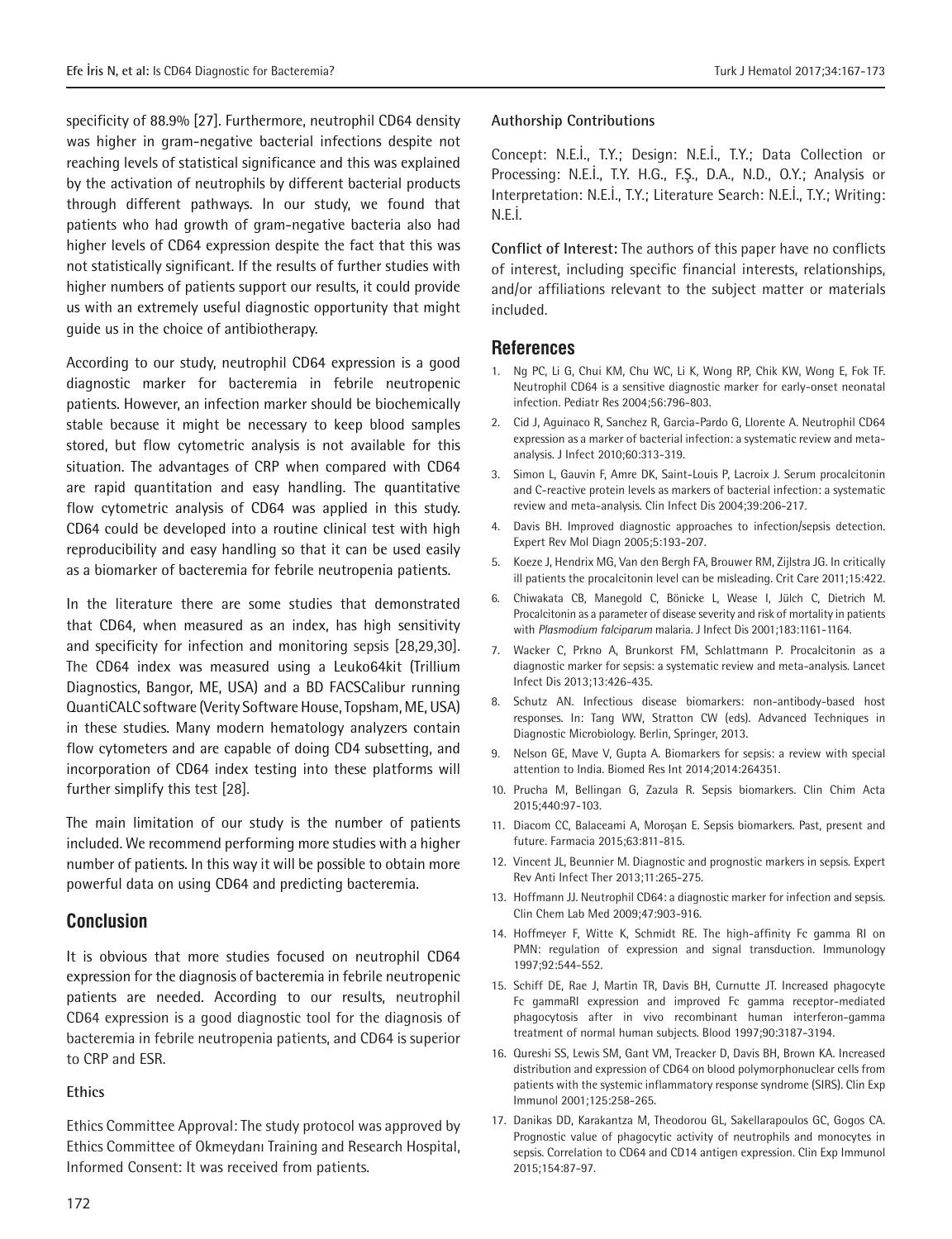specificity of 88.9% [27]. Furthermore, neutrophil CD64 density was higher in gram-negative bacterial infections despite not reaching levels of statistical significance and this was explained by the activation of neutrophils by different bacterial products through different pathways. In our study, we found that patients who had growth of gram-negative bacteria also had higher levels of CD64 expression despite the fact that this was not statistically significant. If the results of further studies with higher numbers of patients support our results, it could provide us with an extremely useful diagnostic opportunity that might guide us in the choice of antibiotherapy.

According to our study, neutrophil CD64 expression is a good diagnostic marker for bacteremia in febrile neutropenic patients. However, an infection marker should be biochemically stable because it might be necessary to keep blood samples stored, but flow cytometric analysis is not available for this situation. The advantages of CRP when compared with CD64 are rapid quantitation and easy handling. The quantitative flow cytometric analysis of CD64 was applied in this study. CD64 could be developed into a routine clinical test with high reproducibility and easy handling so that it can be used easily as a biomarker of bacteremia for febrile neutropenia patients.

In the literature there are some studies that demonstrated that CD64, when measured as an index, has high sensitivity and specificity for infection and monitoring sepsis [28,29,30]. The CD64 index was measured using a Leuko64kit (Trillium Diagnostics, Bangor, ME, USA) and a BD FACSCalibur running QuantiCALC software (Verity Software House, Topsham, ME, USA) in these studies. Many modern hematology analyzers contain flow cytometers and are capable of doing CD4 subsetting, and incorporation of CD64 index testing into these platforms will further simplify this test [28].

The main limitation of our study is the number of patients included. We recommend performing more studies with a higher number of patients. In this way it will be possible to obtain more powerful data on using CD64 and predicting bacteremia.

## Conclusion

It is obvious that more studies focused on neutrophil CD64 expression for the diagnosis of bacteremia in febrile neutropenic patients are needed. According to our results, neutrophil CD64 expression is a good diagnostic tool for the diagnosis of bacteremia in febrile neutropenia patients, and CD64 is superior to CRP and ESR.

### Ethics

Ethics Committee Approval: The study protocol was approved by Ethics Committee of Okmeydanı Training and Research Hospital, Informed Consent: It was received from patients.

### Authorship Contributions

Concept: N.E.İ., T.Y.; Design: N.E.İ., T.Y.; Data Collection or Processing: N.E.İ., T.Y. H.G., F.Ş., D.A., N.D., O.Y.; Analysis or Interpretation: N.E.İ., T.Y.; Literature Search: N.E.İ., T.Y.; Writing: N.E.İ.

**Conflict of Interest:** The authors of this paper have no conflicts of interest, including specific financial interests, relationships, and/or affiliations relevant to the subject matter or materials included.

## References

1. Ng PC, Li G, Chui KM, Chu WC, Li K, Wong RP, Chik KW, Wong E, Fok TF. Neutrophil CD64 is a sensitive diagnostic marker for early-onset neonatal infection. Pediatr Res 2004;56:796-803.
2. Cid J, Aguinaco R, Sanchez R, Garcia-Pardo G, Llorente A. Neutrophil CD64 expression as a marker of bacterial infection: a systematic review and meta-analysis. J Infect 2010;60:313-319.
3. Simon L, Gauvin F, Amre DK, Saint-Louis P, Lacroix J. Serum procalcitonin and C-reactive protein levels as markers of bacterial infection: a systematic review and meta-analysis. Clin Infect Dis 2004;39:206-217.
4. Davis BH. Improved diagnostic approaches to infection/sepsis detection. Expert Rev Mol Diagn 2005;5:193-207.
5. Koeze J, Hendrix MG, Van den Bergh FA, Brouwer RM, Zijlstra JG. In critically ill patients the procalcitonin level can be misleading. Crit Care 2011;15:422.
6. Chiwakata CB, Manegold C, Bönicke L, Wease I, Jülch C, Dietrich M. Procalcitonin as a parameter of disease severity and risk of mortality in patients with *Plasmodium falciparum* malaria. J Infect Dis 2001;183:1161-1164.
7. Wacker C, Prkno A, Brunkorst FM, Schlattmann P. Procalcitonin as a diagnostic marker for sepsis: a systematic review and meta-analysis. Lancet Infect Dis 2013;13:426-435.
8. Schutz AN. Infectious disease biomarkers: non-antibody-based host responses. In: Tang WW, Stratton CW (eds). Advanced Techniques in Diagnostic Microbiology. Berlin, Springer, 2013.
9. Nelson GE, Mave V, Gupta A. Biomarkers for sepsis: a review with special attention to India. Biomed Res Int 2014;2014:264351.
10. Prucha M, Bellingan G, Zazula R. Sepsis biomarkers. Clin Chim Acta 2015;440:97-103.
11. Diacom CC, Balaceami A, Moroşan E. Sepsis biomarkers. Past, present and future. Farmacia 2015;63:811-815.
12. Vincent JL, Beunnier M. Diagnostic and prognostic markers in sepsis. Expert Rev Anti Infect Ther 2013;11:265-275.
13. Hoffmann JJ. Neutrophil CD64: a diagnostic marker for infection and sepsis. Clin Chem Lab Med 2009;47:903-916.
14. Hoffmeyer F, Witte K, Schmidt RE. The high-affinity Fc gamma RI on PMN: regulation of expression and signal transduction. Immunology 1997;92:544-552.
15. Schiff DE, Rae J, Martin TR, Davis BH, Curnutte JT. Increased phagocyte Fc gammaRI expression and improved Fc gamma receptor-mediated phagocytosis after in vivo recombinant human interferon-gamma treatment of normal human subjects. Blood 1997;90:3187-3194.
16. Qureshi SS, Lewis SM, Gant VM, Treacker D, Davis BH, Brown KA. Increased distribution and expression of CD64 on blood polymorphonuclear cells from patients with the systemic inflammatory response syndrome (SIRS). Clin Exp Immunol 2001;125:258-265.
17. Danikas DD, Karakantza M, Theodorou GL, Sakellarapoulos GC, Gogos CA. Prognostic value of phagocytic activity of neutrophils and monocytes in sepsis. Correlation to CD64 and CD14 antigen expression. Clin Exp Immunol 2015;154:87-97.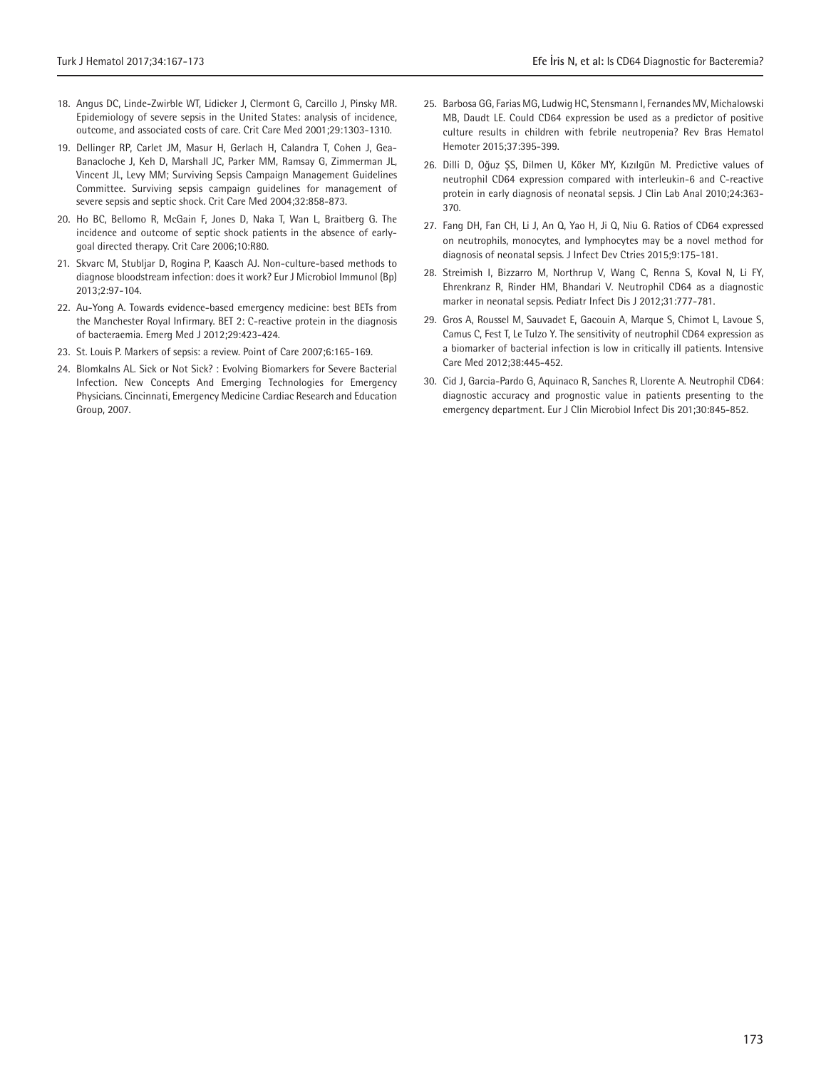18. Angus DC, Linde-Zwirble WT, Lidicker J, Clermont G, Carcillo J, Pinsky MR. Epidemiology of severe sepsis in the United States: analysis of incidence, outcome, and associated costs of care. Crit Care Med 2001;29:1303-1310.
19. Dellinger RP, Carlet JM, Masur H, Gerlach H, Calandra T, Cohen J, Gea-Banacloche J, Keh D, Marshall JC, Parker MM, Ramsay G, Zimmerman JL, Vincent JL, Levy MM; Surviving Sepsis Campaign Management Guidelines Committee. Surviving sepsis campaign guidelines for management of severe sepsis and septic shock. Crit Care Med 2004;32:858-873.
20. Ho BC, Bellomo R, McGain F, Jones D, Naka T, Wan L, Braitberg G. The incidence and outcome of septic shock patients in the absence of early-goal directed therapy. Crit Care 2006;10:R80.
21. Skvarc M, Stubljar D, Rogina P, Kaasch AJ. Non-culture-based methods to diagnose bloodstream infection: does it work? Eur J Microbiol Immunol (Bp) 2013;2:97-104.
22. Au-Yong A. Towards evidence-based emergency medicine: best BETs from the Manchester Royal Infirmary. BET 2: C-reactive protein in the diagnosis of bacteraemia. Emerg Med J 2012;29:423-424.
23. St. Louis P. Markers of sepsis: a review. Point of Care 2007;6:165-169.
24. Blomkalns AL. Sick or Not Sick? : Evolving Biomarkers for Severe Bacterial Infection. New Concepts And Emerging Technologies for Emergency Physicians. Cincinnati, Emergency Medicine Cardiac Research and Education Group, 2007.
25. Barbosa GG, Farias MG, Ludwig HC, Stensmann I, Fernandes MV, Michalowski MB, Daudt LE. Could CD64 expression be used as a predictor of positive culture results in children with febrile neutropenia? Rev Bras Hematol Hemoter 2015;37:395-399.
26. Dilli D, Oğuz ŞS, Dilmen U, Köker MY, Kızılgün M. Predictive values of neutrophil CD64 expression compared with interleukin-6 and C-reactive protein in early diagnosis of neonatal sepsis. J Clin Lab Anal 2010;24:363-370.
27. Fang DH, Fan CH, Li J, An Q, Yao H, Ji Q, Niu G. Ratios of CD64 expressed on neutrophils, monocytes, and lymphocytes may be a novel method for diagnosis of neonatal sepsis. J Infect Dev Ctries 2015;9:175-181.
28. Streimish I, Bizzarro M, Northrup V, Wang C, Renna S, Koval N, Li FY, Ehrenkranz R, Rinder HM, Bhandari V. Neutrophil CD64 as a diagnostic marker in neonatal sepsis. Pediatr Infect Dis J 2012;31:777-781.
29. Gros A, Roussel M, Sauvadet E, Gacouin A, Marque S, Chimot L, Lavoue S, Camus C, Fest T, Le Tulzo Y. The sensitivity of neutrophil CD64 expression as a biomarker of bacterial infection is low in critically ill patients. Intensive Care Med 2012;38:445-452.
30. Cid J, Garcia-Pardo G, Aquinaco R, Sanches R, Llorente A. Neutrophil CD64: diagnostic accuracy and prognostic value in patients presenting to the emergency department. Eur J Clin Microbiol Infect Dis 201;30:845-852.